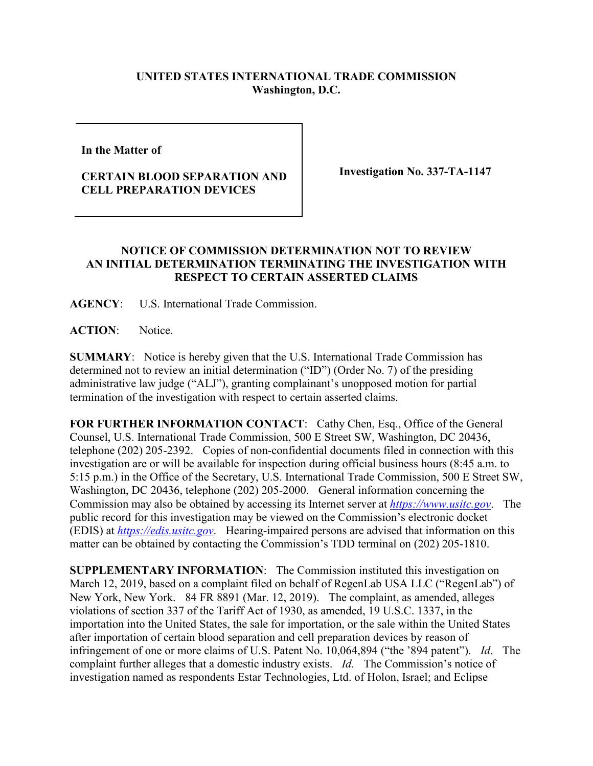**UNITED STATES INTERNATIONAL TRADE COMMISSION**
**Washington, D.C.**

| | |
|---|---|
| **In the Matter of**<br><br>**CERTAIN BLOOD SEPARATION AND CELL PREPARATION DEVICES** | **Investigation No. 337-TA-1147** |

**NOTICE OF COMMISSION DETERMINATION NOT TO REVIEW AN INITIAL DETERMINATION TERMINATING THE INVESTIGATION WITH RESPECT TO CERTAIN ASSERTED CLAIMS**

**AGENCY**: U.S. International Trade Commission.

**ACTION**: Notice.

**SUMMARY**: Notice is hereby given that the U.S. International Trade Commission has determined not to review an initial determination ("ID") (Order No. 7) of the presiding administrative law judge ("ALJ"), granting complainant's unopposed motion for partial termination of the investigation with respect to certain asserted claims.

**FOR FURTHER INFORMATION CONTACT**: Cathy Chen, Esq., Office of the General Counsel, U.S. International Trade Commission, 500 E Street SW, Washington, DC 20436, telephone (202) 205-2392. Copies of non-confidential documents filed in connection with this investigation are or will be available for inspection during official business hours (8:45 a.m. to 5:15 p.m.) in the Office of the Secretary, U.S. International Trade Commission, 500 E Street SW, Washington, DC 20436, telephone (202) 205-2000. General information concerning the Commission may also be obtained by accessing its Internet server at *https://www.usitc.gov*. The public record for this investigation may be viewed on the Commission's electronic docket (EDIS) at *https://edis.usitc.gov*. Hearing-impaired persons are advised that information on this matter can be obtained by contacting the Commission's TDD terminal on (202) 205-1810.

**SUPPLEMENTARY INFORMATION**: The Commission instituted this investigation on March 12, 2019, based on a complaint filed on behalf of RegenLab USA LLC ("RegenLab") of New York, New York. 84 FR 8891 (Mar. 12, 2019). The complaint, as amended, alleges violations of section 337 of the Tariff Act of 1930, as amended, 19 U.S.C. 1337, in the importation into the United States, the sale for importation, or the sale within the United States after importation of certain blood separation and cell preparation devices by reason of infringement of one or more claims of U.S. Patent No. 10,064,894 ("the '894 patent"). *Id*. The complaint further alleges that a domestic industry exists. *Id.* The Commission's notice of investigation named as respondents Estar Technologies, Ltd. of Holon, Israel; and Eclipse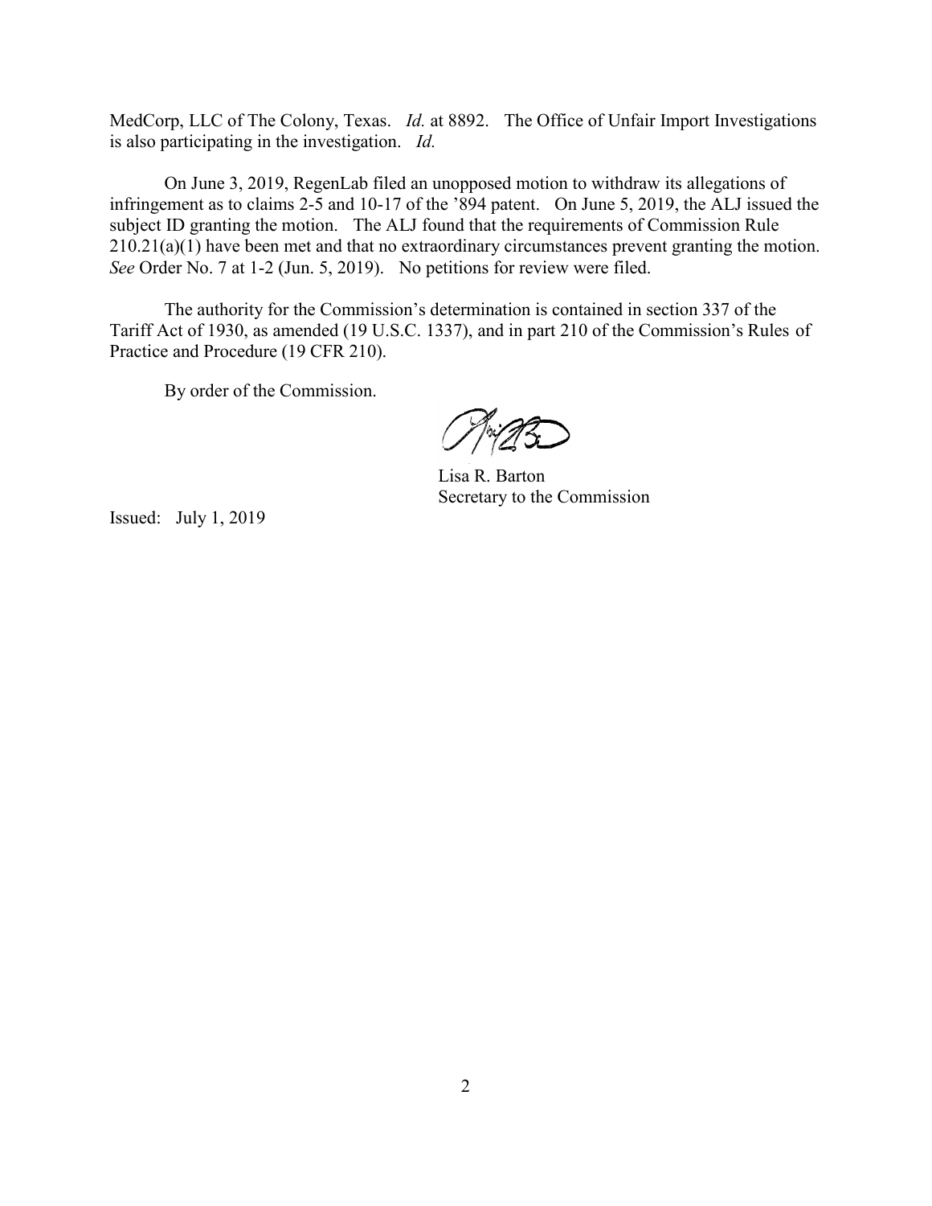MedCorp, LLC of The Colony, Texas. *Id.* at 8892. The Office of Unfair Import Investigations is also participating in the investigation. *Id.*

On June 3, 2019, RegenLab filed an unopposed motion to withdraw its allegations of infringement as to claims 2-5 and 10-17 of the '894 patent. On June 5, 2019, the ALJ issued the subject ID granting the motion. The ALJ found that the requirements of Commission Rule 210.21(a)(1) have been met and that no extraordinary circumstances prevent granting the motion. *See* Order No. 7 at 1-2 (Jun. 5, 2019). No petitions for review were filed.

The authority for the Commission's determination is contained in section 337 of the Tariff Act of 1930, as amended (19 U.S.C. 1337), and in part 210 of the Commission's Rules of Practice and Procedure (19 CFR 210).

By order of the Commission.

Lisa R. Barton
Secretary to the Commission

Issued: July 1, 2019